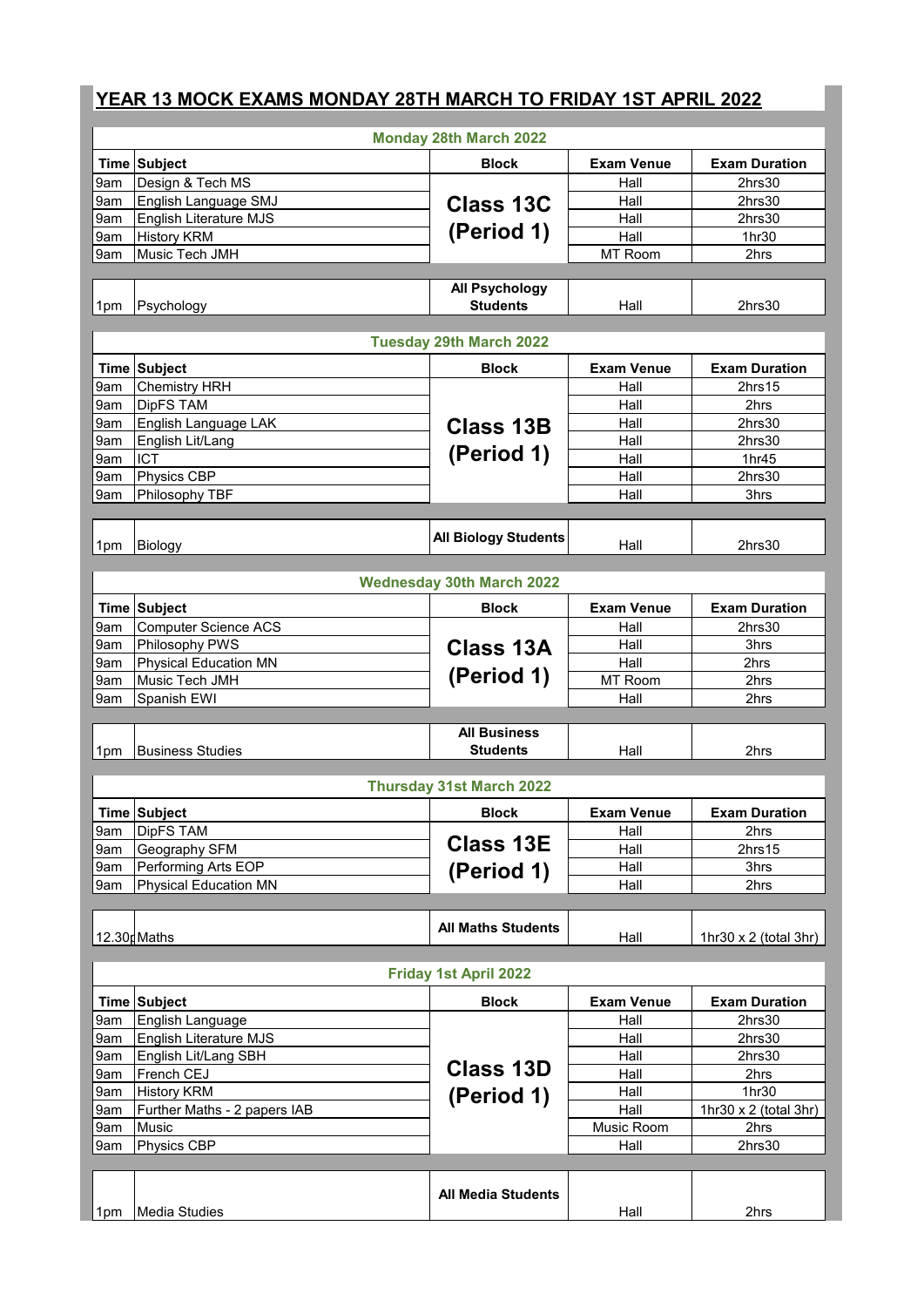# YEAR 13 MOCK EXAMS MONDAY 28TH MARCH TO FRIDAY 1ST APRIL 2022

## Monday 28th March 2022

| Time | Subject | Block | Exam Venue | Exam Duration |
|---|---|---|---|---|
| 9am | Design & Tech MS | Class 13C (Period 1) | Hall | 2hrs30 |
| 9am | English Language SMJ | | Hall | 2hrs30 |
| 9am | English Literature MJS | | Hall | 2hrs30 |
| 9am | History KRM | | Hall | 1hr30 |
| 9am | Music Tech JMH | | MT Room | 2hrs |
| 1pm | Psychology | All Psychology Students | Hall | 2hrs30 |

## Tuesday 29th March 2022

| Time | Subject | Block | Exam Venue | Exam Duration |
|---|---|---|---|---|
| 9am | Chemistry HRH | Class 13B (Period 1) | Hall | 2hrs15 |
| 9am | DipFS TAM | | Hall | 2hrs |
| 9am | English Language LAK | | Hall | 2hrs30 |
| 9am | English Lit/Lang | | Hall | 2hrs30 |
| 9am | ICT | | Hall | 1hr45 |
| 9am | Physics CBP | | Hall | 2hrs30 |
| 9am | Philosophy TBF | | Hall | 3hrs |
| 1pm | Biology | All Biology Students | Hall | 2hrs30 |

## Wednesday 30th March 2022

| Time | Subject | Block | Exam Venue | Exam Duration |
|---|---|---|---|---|
| 9am | Computer Science ACS | Class 13A (Period 1) | Hall | 2hrs30 |
| 9am | Philosophy PWS | | Hall | 3hrs |
| 9am | Physical Education MN | | Hall | 2hrs |
| 9am | Music Tech JMH | | MT Room | 2hrs |
| 9am | Spanish EWI | | Hall | 2hrs |
| 1pm | Business Studies | All Business Students | Hall | 2hrs |

## Thursday 31st March 2022

| Time | Subject | Block | Exam Venue | Exam Duration |
|---|---|---|---|---|
| 9am | DipFS TAM | Class 13E (Period 1) | Hall | 2hrs |
| 9am | Geography SFM | | Hall | 2hrs15 |
| 9am | Performing Arts EOP | | Hall | 3hrs |
| 9am | Physical Education MN | | Hall | 2hrs |
| 12.30 | Maths | All Maths Students | Hall | 1hr30 x 2 (total 3hr) |

## Friday 1st April 2022

| Time | Subject | Block | Exam Venue | Exam Duration |
|---|---|---|---|---|
| 9am | English Language | Class 13D (Period 1) | Hall | 2hrs30 |
| 9am | English Literature MJS | | Hall | 2hrs30 |
| 9am | English Lit/Lang SBH | | Hall | 2hrs30 |
| 9am | French CEJ | | Hall | 2hrs |
| 9am | History KRM | | Hall | 1hr30 |
| 9am | Further Maths - 2 papers IAB | | Hall | 1hr30 x 2 (total 3hr) |
| 9am | Music | | Music Room | 2hrs |
| 9am | Physics CBP | | Hall | 2hrs30 |
| 1pm | Media Studies | All Media Students | Hall | 2hrs |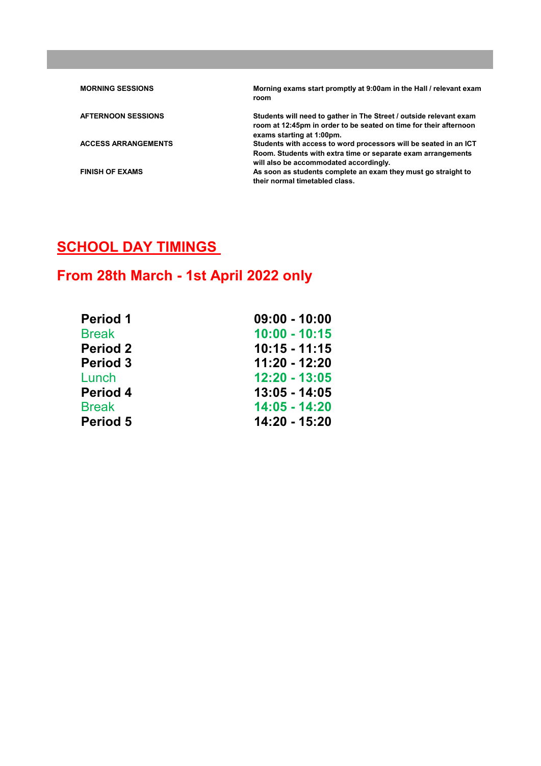| | |
|---|---|
| **MORNING SESSIONS** | **Morning exams start promptly at 9:00am in the Hall / relevant exam room** |
| **AFTERNOON SESSIONS** | **Students will need to gather in The Street / outside relevant exam room at 12:45pm in order to be seated on time for their afternoon exams starting at 1:00pm.** |
| **ACCESS ARRANGEMENTS** | **Students with access to word processors will be seated in an ICT Room. Students with extra time or separate exam arrangements will also be accommodated accordingly.** |
| **FINISH OF EXAMS** | **As soon as students complete an exam they must go straight to their normal timetabled class.** |

## SCHOOL DAY TIMINGS

## From 28th March - 1st April 2022 only

| | |
|---|---|
| **Period 1** | **09:00 - 10:00** |
| Break | **10:00 - 10:15** |
| **Period 2** | **10:15 - 11:15** |
| **Period 3** | **11:20 - 12:20** |
| Lunch | **12:20 - 13:05** |
| **Period 4** | **13:05 - 14:05** |
| Break | **14:05 - 14:20** |
| **Period 5** | **14:20 - 15:20** |